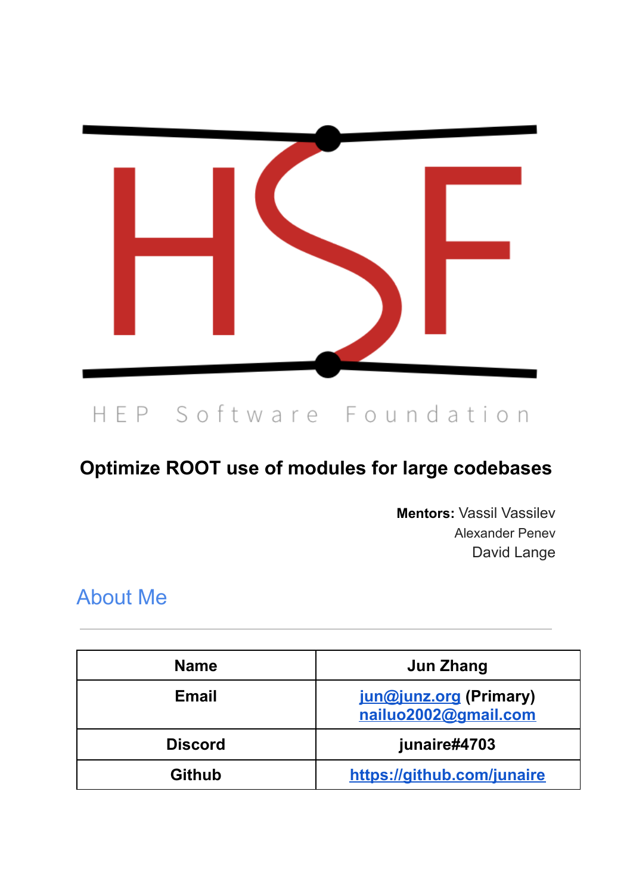HEP Software Foundation

# Optimize ROOT use of modules for large codebases

**Mentors:** Vassil Vassilev
Alexander Penev
David Lange

## About Me

| Name | Jun Zhang |
|---|---|
| Email | jun@junz.org (Primary) nailuo2002@gmail.com |
| Discord | junaire#4703 |
| Github | https://github.com/junaire |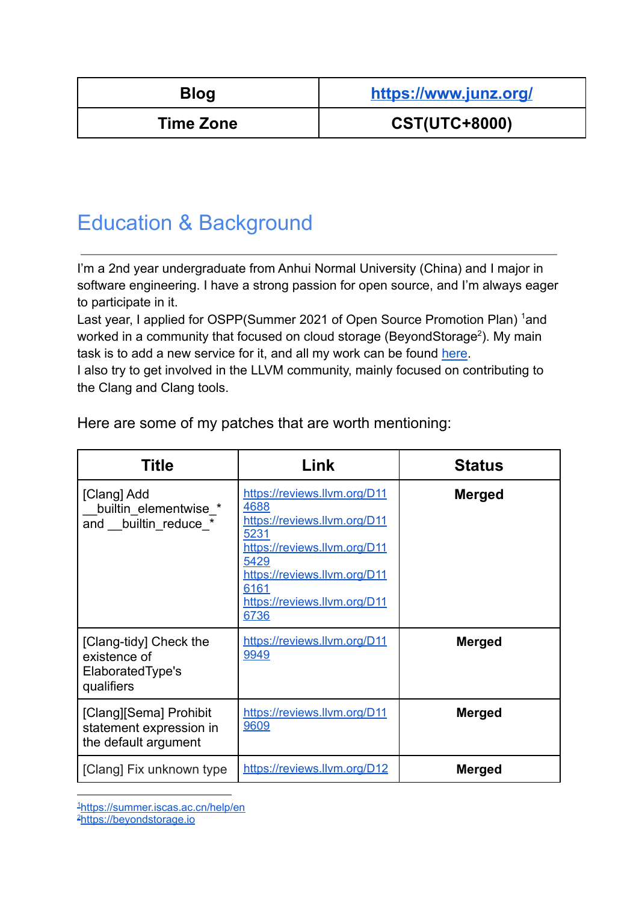| Blog | [https://www.junz.org/](https://www.junz.org/) |
|---|---|
| Time Zone | CST(UTC+8000) |

## Education & Background

I'm a 2nd year undergraduate from Anhui Normal University (China) and I major in software engineering. I have a strong passion for open source, and I'm always eager to participate in it.
Last year, I applied for OSPP(Summer 2021 of Open Source Promotion Plan) [1]and worked in a community that focused on cloud storage (BeyondStorage[2]). My main task is to add a new service for it, and all my work can be found here.
I also try to get involved in the LLVM community, mainly focused on contributing to the Clang and Clang tools.

Here are some of my patches that are worth mentioning:

| Title | Link | Status |
|---|---|---|
| [Clang] Add __builtin_elementwise_* and __builtin_reduce_* | https://reviews.llvm.org/D114688 https://reviews.llvm.org/D115231 https://reviews.llvm.org/D115429 https://reviews.llvm.org/D116161 https://reviews.llvm.org/D116736 | **Merged** |
| [Clang-tidy] Check the existence of ElaboratedType's qualifiers | https://reviews.llvm.org/D119949 | **Merged** |
| [Clang][Sema] Prohibit statement expression in the default argument | https://reviews.llvm.org/D119609 | **Merged** |
| [Clang] Fix unknown type | https://reviews.llvm.org/D12 | **Merged** |

[1] https://summer.iscas.ac.cn/help/en
[2] https://beyondstorage.io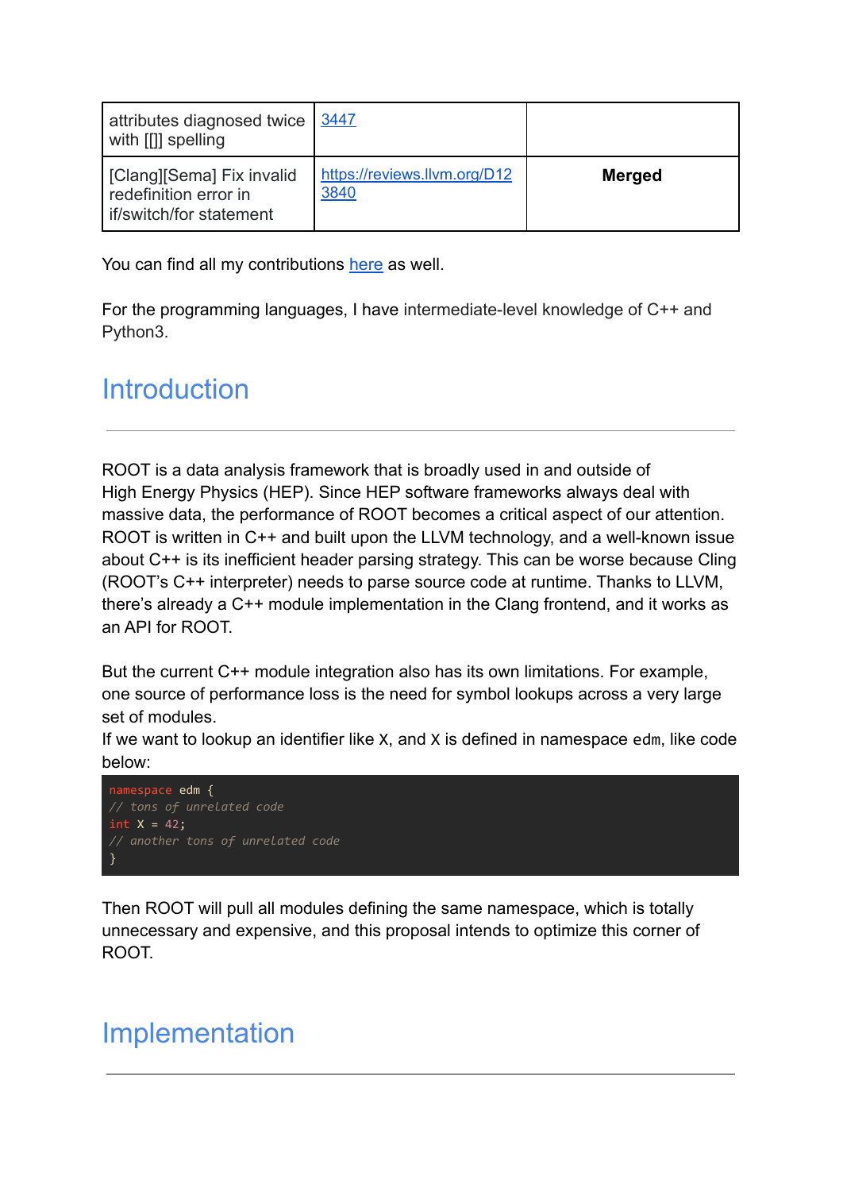| attributes diagnosed twice with [[]] spelling | 3447 | |
|---|---|---|
| [Clang][Sema] Fix invalid redefinition error in if/switch/for statement | https://reviews.llvm.org/D123840 | **Merged** |

You can find all my contributions here as well.

For the programming languages, I have intermediate-level knowledge of C++ and Python3.

# Introduction

ROOT is a data analysis framework that is broadly used in and outside of High Energy Physics (HEP). Since HEP software frameworks always deal with massive data, the performance of ROOT becomes a critical aspect of our attention. ROOT is written in C++ and built upon the LLVM technology, and a well-known issue about C++ is its inefficient header parsing strategy. This can be worse because Cling (ROOT's C++ interpreter) needs to parse source code at runtime. Thanks to LLVM, there's already a C++ module implementation in the Clang frontend, and it works as an API for ROOT.

But the current C++ module integration also has its own limitations. For example, one source of performance loss is the need for symbol lookups across a very large set of modules.
If we want to lookup an identifier like `X`, and `X` is defined in namespace `edm`, like code below:

```
namespace edm {
// tons of unrelated code
int X = 42;
// another tons of unrelated code
}
```

Then ROOT will pull all modules defining the same namespace, which is totally unnecessary and expensive, and this proposal intends to optimize this corner of ROOT.

# Implementation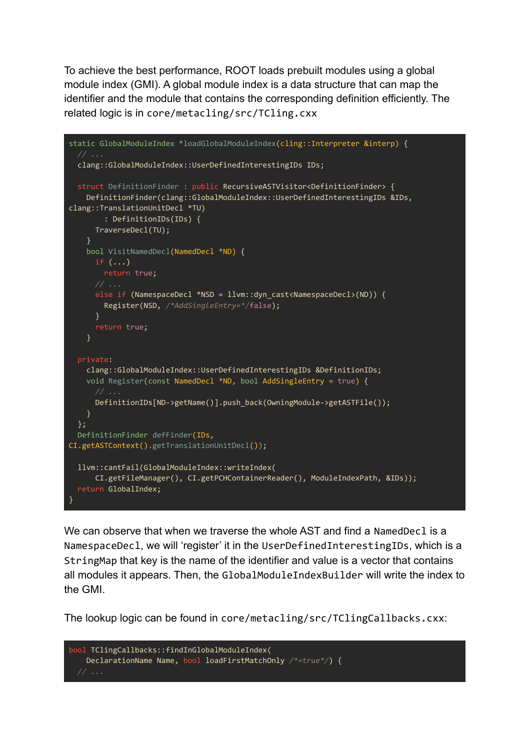To achieve the best performance, ROOT loads prebuilt modules using a global module index (GMI). A global module index is a data structure that can map the identifier and the module that contains the corresponding definition efficiently. The related logic is in `core/metacling/src/TCling.cxx`

```
static GlobalModuleIndex *loadGlobalModuleIndex(cling::Interpreter &interp) {
  // ...
  clang::GlobalModuleIndex::UserDefinedInterestingIDs IDs;

  struct DefinitionFinder : public RecursiveASTVisitor<DefinitionFinder> {
    DefinitionFinder(clang::GlobalModuleIndex::UserDefinedInterestingIDs &IDs,
clang::TranslationUnitDecl *TU)
        : DefinitionIDs(IDs) {
      TraverseDecl(TU);
    }
    bool VisitNamedDecl(NamedDecl *ND) {
      if (...)
        return true;
      // ...
      else if (NamespaceDecl *NSD = llvm::dyn_cast<NamespaceDecl>(ND)) {
        Register(NSD, /*AddSingleEntry=*/false);
      }
      return true;
    }

  private:
    clang::GlobalModuleIndex::UserDefinedInterestingIDs &DefinitionIDs;
    void Register(const NamedDecl *ND, bool AddSingleEntry = true) {
      // ...
      DefinitionIDs[ND->getName()].push_back(OwningModule->getASTFile());
    }
  };
  DefinitionFinder defFinder(IDs,
CI.getASTContext().getTranslationUnitDecl());

  llvm::cantFail(GlobalModuleIndex::writeIndex(
      CI.getFileManager(), CI.getPCHContainerReader(), ModuleIndexPath, &IDs));
  return GlobalIndex;
}
```

We can observe that when we traverse the whole AST and find a `NamedDecl` is a `NamespaceDecl`, we will 'register' it in the `UserDefinedInterestingIDs`, which is a `StringMap` that key is the name of the identifier and value is a vector that contains all modules it appears. Then, the `GlobalModuleIndexBuilder` will write the index to the GMI.

The lookup logic can be found in `core/metacling/src/TClingCallbacks.cxx`:

```
bool TClingCallbacks::findInGlobalModuleIndex(
    DeclarationName Name, bool loadFirstMatchOnly /*=true*/) {
  // ...
```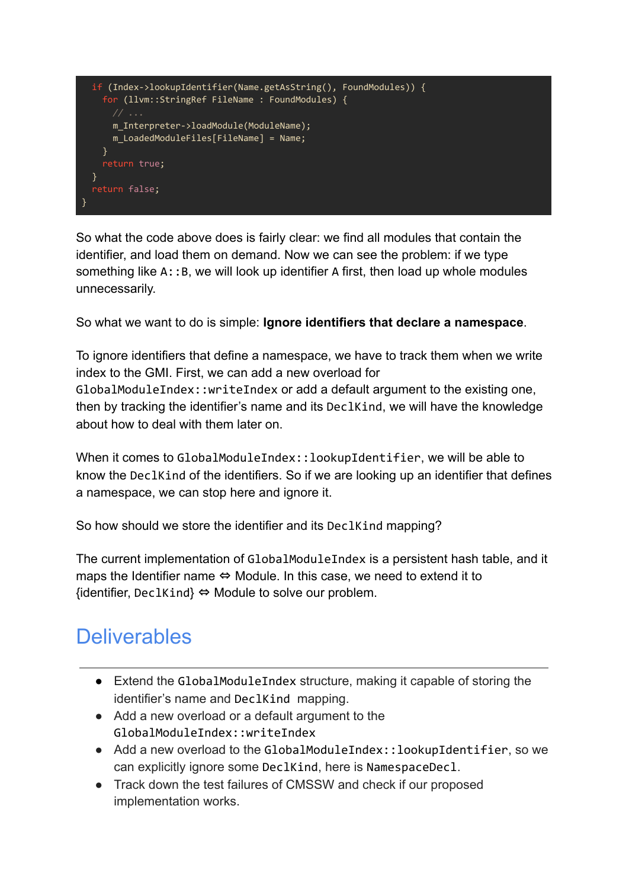```
  if (Index->lookupIdentifier(Name.getAsString(), FoundModules)) {
    for (llvm::StringRef FileName : FoundModules) {
      // ...
      m_Interpreter->loadModule(ModuleName);
      m_LoadedModuleFiles[FileName] = Name;
    }
    return true;
  }
  return false;
}
```

So what the code above does is fairly clear: we find all modules that contain the identifier, and load them on demand. Now we can see the problem: if we type something like `A::B`, we will look up identifier `A` first, then load up whole modules unnecessarily.

So what we want to do is simple: **Ignore identifiers that declare a namespace**.

To ignore identifiers that define a namespace, we have to track them when we write index to the GMI. First, we can add a new overload for `GlobalModuleIndex::writeIndex` or add a default argument to the existing one, then by tracking the identifier's name and its `DeclKind`, we will have the knowledge about how to deal with them later on.

When it comes to `GlobalModuleIndex::lookupIdentifier`, we will be able to know the `DeclKind` of the identifiers. So if we are looking up an identifier that defines a namespace, we can stop here and ignore it.

So how should we store the identifier and its `DeclKind` mapping?

The current implementation of `GlobalModuleIndex` is a persistent hash table, and it maps the Identifier name ⇔ Module. In this case, we need to extend it to {identifier, `DeclKind`} ⇔ Module to solve our problem.

## Deliverables

- Extend the `GlobalModuleIndex` structure, making it capable of storing the identifier's name and `DeclKind` mapping.
- Add a new overload or a default argument to the `GlobalModuleIndex::writeIndex`
- Add a new overload to the `GlobalModuleIndex::lookupIdentifier`, so we can explicitly ignore some `DeclKind`, here is `NamespaceDecl`.
- Track down the test failures of CMSSW and check if our proposed implementation works.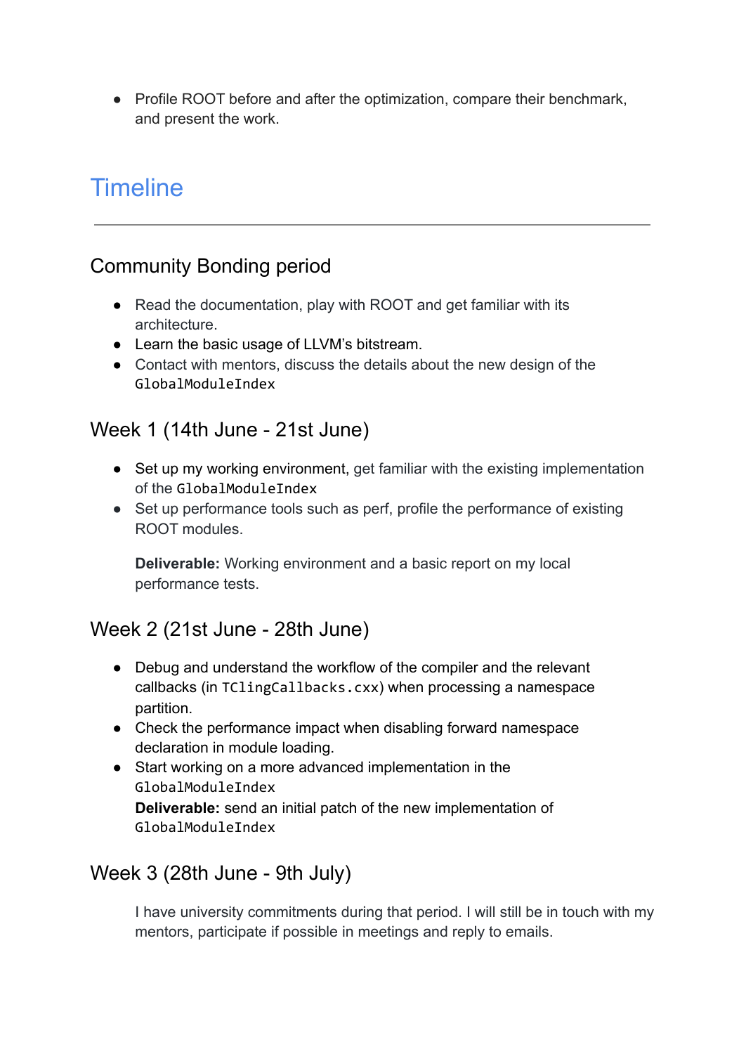- Profile ROOT before and after the optimization, compare their benchmark, and present the work.

# Timeline

---

## Community Bonding period

- Read the documentation, play with ROOT and get familiar with its architecture.
- Learn the basic usage of LLVM's bitstream.
- Contact with mentors, discuss the details about the new design of the `GlobalModuleIndex`

## Week 1 (14th June - 21st June)

- Set up my working environment, get familiar with the existing implementation of the `GlobalModuleIndex`
- Set up performance tools such as perf, profile the performance of existing ROOT modules.

  **Deliverable:** Working environment and a basic report on my local performance tests.

## Week 2 (21st June - 28th June)

- Debug and understand the workflow of the compiler and the relevant callbacks (in `TClingCallbacks.cxx`) when processing a namespace partition.
- Check the performance impact when disabling forward namespace declaration in module loading.
- Start working on a more advanced implementation in the `GlobalModuleIndex`
  **Deliverable:** send an initial patch of the new implementation of `GlobalModuleIndex`

## Week 3 (28th June - 9th July)

I have university commitments during that period. I will still be in touch with my mentors, participate if possible in meetings and reply to emails.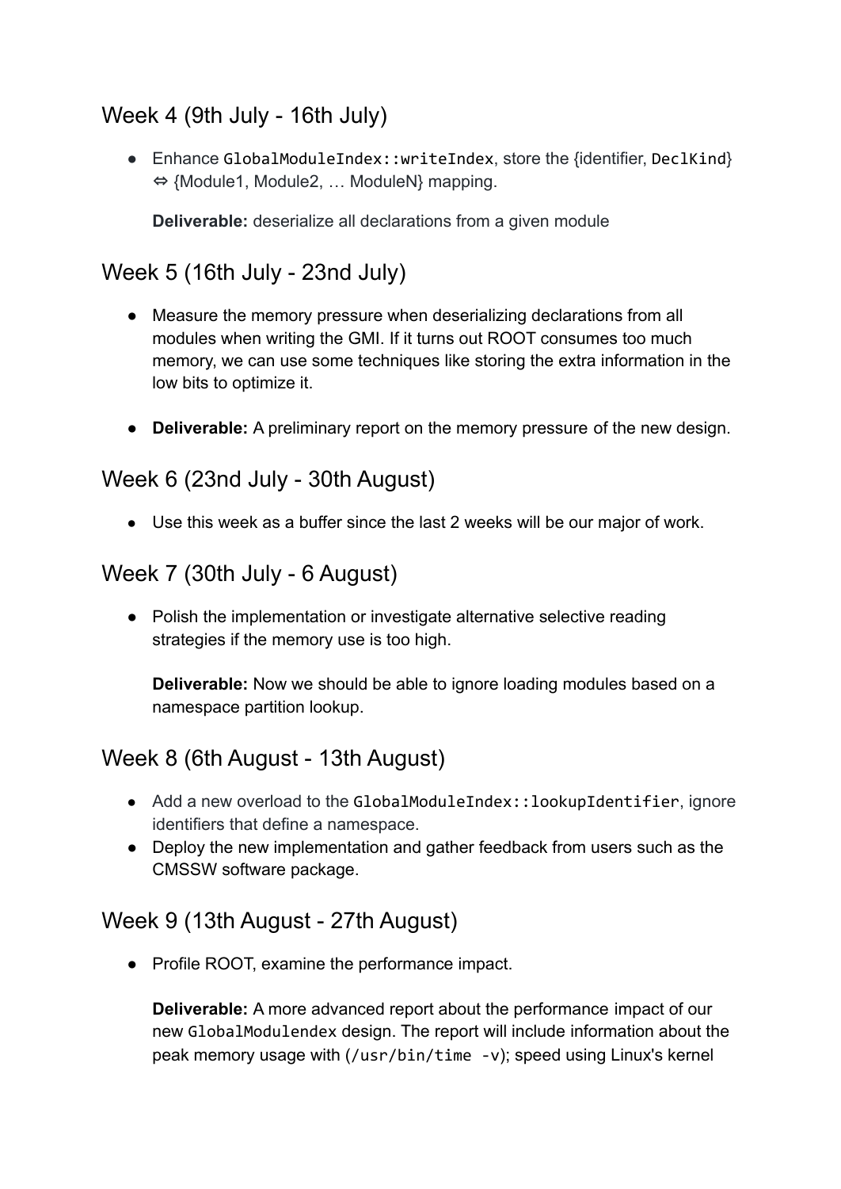## Week 4 (9th July - 16th July)

- Enhance `GlobalModuleIndex::writeIndex`, store the {identifier, `DeclKind`} ⇔ {Module1, Module2, … ModuleN} mapping.

  **Deliverable:** deserialize all declarations from a given module

## Week 5 (16th July - 23nd July)

- Measure the memory pressure when deserializing declarations from all modules when writing the GMI. If it turns out ROOT consumes too much memory, we can use some techniques like storing the extra information in the low bits to optimize it.

- **Deliverable:** A preliminary report on the memory pressure of the new design.

## Week 6 (23nd July - 30th August)

- Use this week as a buffer since the last 2 weeks will be our major of work.

## Week 7 (30th July - 6 August)

- Polish the implementation or investigate alternative selective reading strategies if the memory use is too high.

  **Deliverable:** Now we should be able to ignore loading modules based on a namespace partition lookup.

## Week 8 (6th August - 13th August)

- Add a new overload to the `GlobalModuleIndex::lookupIdentifier`, ignore identifiers that define a namespace.
- Deploy the new implementation and gather feedback from users such as the CMSSW software package.

## Week 9 (13th August - 27th August)

- Profile ROOT, examine the performance impact.

  **Deliverable:** A more advanced report about the performance impact of our new `GlobalModulendex` design. The report will include information about the peak memory usage with (`/usr/bin/time -v`); speed using Linux's kernel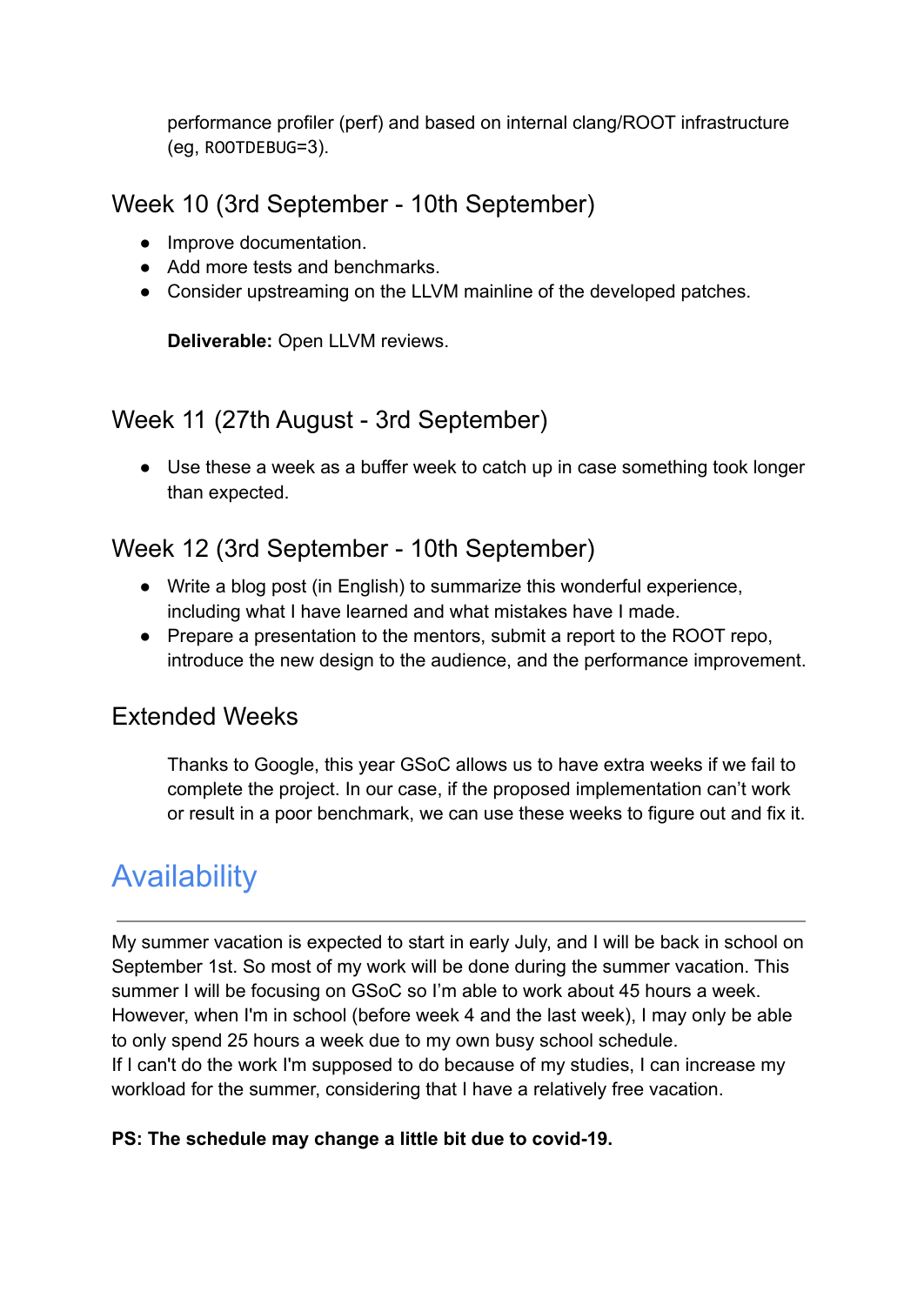performance profiler (perf) and based on internal clang/ROOT infrastructure (eg, `ROOTDEBUG=3`).

### Week 10 (3rd September - 10th September)

- Improve documentation.
- Add more tests and benchmarks.
- Consider upstreaming on the LLVM mainline of the developed patches.

  **Deliverable:** Open LLVM reviews.

### Week 11 (27th August - 3rd September)

- Use these a week as a buffer week to catch up in case something took longer than expected.

### Week 12 (3rd September - 10th September)

- Write a blog post (in English) to summarize this wonderful experience, including what I have learned and what mistakes have I made.
- Prepare a presentation to the mentors, submit a report to the ROOT repo, introduce the new design to the audience, and the performance improvement.

### Extended Weeks

Thanks to Google, this year GSoC allows us to have extra weeks if we fail to complete the project. In our case, if the proposed implementation can't work or result in a poor benchmark, we can use these weeks to figure out and fix it.

## Availability

My summer vacation is expected to start in early July, and I will be back in school on September 1st. So most of my work will be done during the summer vacation. This summer I will be focusing on GSoC so I'm able to work about 45 hours a week. However, when I'm in school (before week 4 and the last week), I may only be able to only spend 25 hours a week due to my own busy school schedule.
If I can't do the work I'm supposed to do because of my studies, I can increase my workload for the summer, considering that I have a relatively free vacation.

**PS: The schedule may change a little bit due to covid-19.**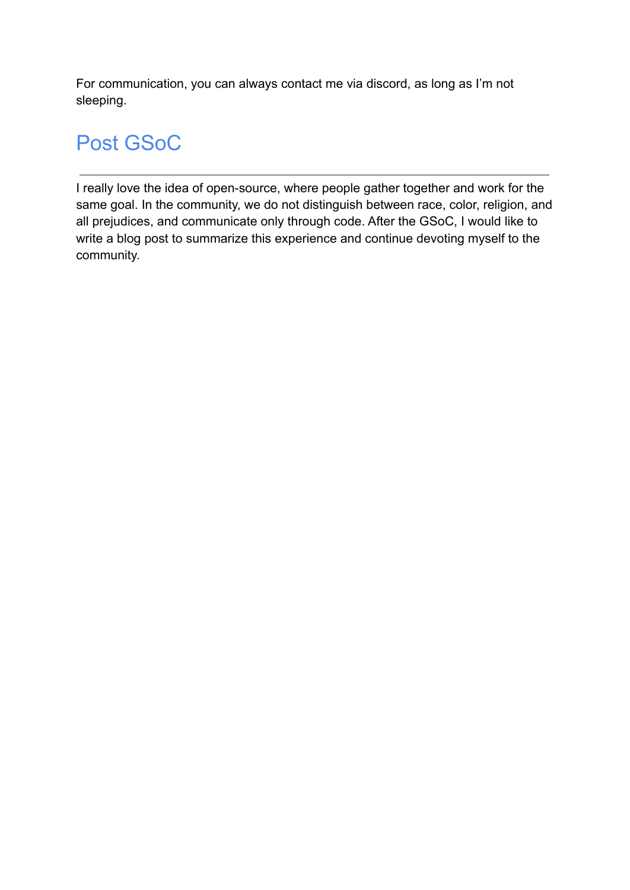For communication, you can always contact me via discord, as long as I'm not sleeping.

## Post GSoC

---

I really love the idea of open-source, where people gather together and work for the same goal. In the community, we do not distinguish between race, color, religion, and all prejudices, and communicate only through code. After the GSoC, I would like to write a blog post to summarize this experience and continue devoting myself to the community.